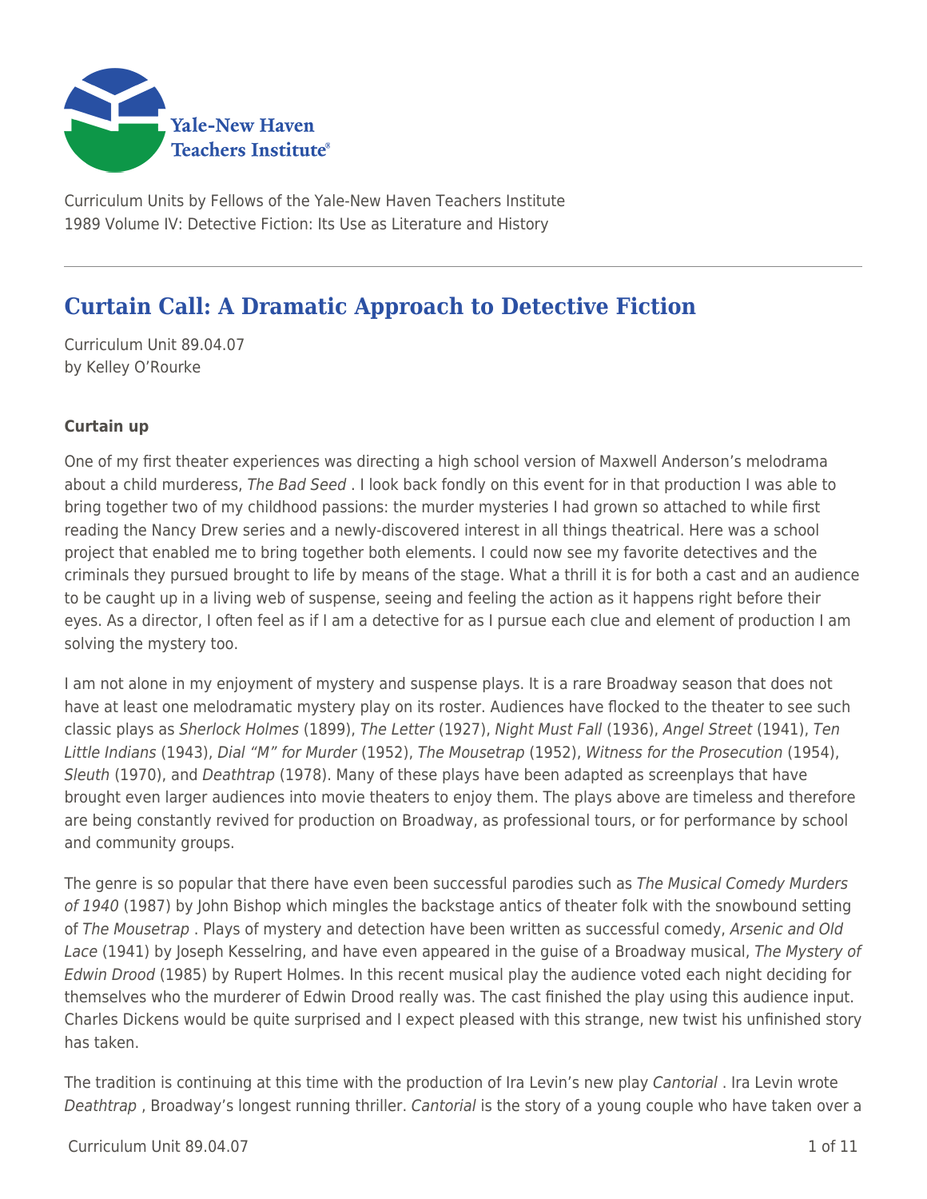Curriculum Units by Fellows of the Yale-New Haven Teachers Institute
1989 Volume IV: Detective Fiction: Its Use as Literature and History

# Curtain Call: A Dramatic Approach to Detective Fiction

Curriculum Unit 89.04.07
by Kelley O'Rourke

**Curtain up**

One of my first theater experiences was directing a high school version of Maxwell Anderson's melodrama about a child murderess, *The Bad Seed* . I look back fondly on this event for in that production I was able to bring together two of my childhood passions: the murder mysteries I had grown so attached to while first reading the Nancy Drew series and a newly-discovered interest in all things theatrical. Here was a school project that enabled me to bring together both elements. I could now see my favorite detectives and the criminals they pursued brought to life by means of the stage. What a thrill it is for both a cast and an audience to be caught up in a living web of suspense, seeing and feeling the action as it happens right before their eyes. As a director, I often feel as if I am a detective for as I pursue each clue and element of production I am solving the mystery too.

I am not alone in my enjoyment of mystery and suspense plays. It is a rare Broadway season that does not have at least one melodramatic mystery play on its roster. Audiences have flocked to the theater to see such classic plays as *Sherlock Holmes* (1899), *The Letter* (1927), *Night Must Fall* (1936), *Angel Street* (1941), *Ten Little Indians* (1943), *Dial "M" for Murder* (1952), *The Mousetrap* (1952), *Witness for the Prosecution* (1954), *Sleuth* (1970), and *Deathtrap* (1978). Many of these plays have been adapted as screenplays that have brought even larger audiences into movie theaters to enjoy them. The plays above are timeless and therefore are being constantly revived for production on Broadway, as professional tours, or for performance by school and community groups.

The genre is so popular that there have even been successful parodies such as *The Musical Comedy Murders of 1940* (1987) by John Bishop which mingles the backstage antics of theater folk with the snowbound setting of *The Mousetrap* . Plays of mystery and detection have been written as successful comedy, *Arsenic and Old Lace* (1941) by Joseph Kesselring, and have even appeared in the guise of a Broadway musical, *The Mystery of Edwin Drood* (1985) by Rupert Holmes. In this recent musical play the audience voted each night deciding for themselves who the murderer of Edwin Drood really was. The cast finished the play using this audience input. Charles Dickens would be quite surprised and I expect pleased with this strange, new twist his unfinished story has taken.

The tradition is continuing at this time with the production of Ira Levin's new play *Cantorial* . Ira Levin wrote *Deathtrap* , Broadway's longest running thriller. *Cantorial* is the story of a young couple who have taken over a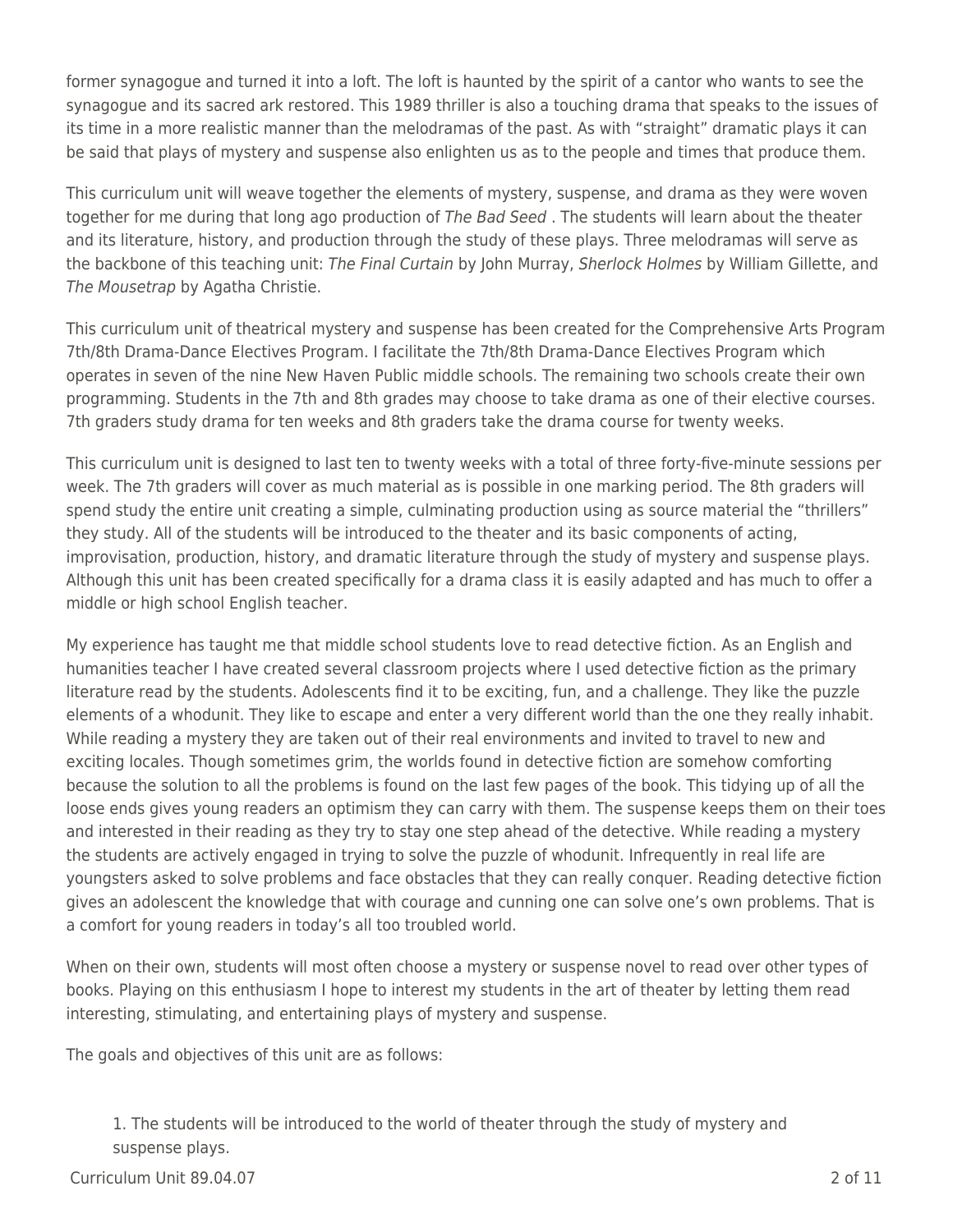former synagogue and turned it into a loft. The loft is haunted by the spirit of a cantor who wants to see the synagogue and its sacred ark restored. This 1989 thriller is also a touching drama that speaks to the issues of its time in a more realistic manner than the melodramas of the past. As with "straight" dramatic plays it can be said that plays of mystery and suspense also enlighten us as to the people and times that produce them.

This curriculum unit will weave together the elements of mystery, suspense, and drama as they were woven together for me during that long ago production of *The Bad Seed* . The students will learn about the theater and its literature, history, and production through the study of these plays. Three melodramas will serve as the backbone of this teaching unit: *The Final Curtain* by John Murray, *Sherlock Holmes* by William Gillette, and *The Mousetrap* by Agatha Christie.

This curriculum unit of theatrical mystery and suspense has been created for the Comprehensive Arts Program 7th/8th Drama-Dance Electives Program. I facilitate the 7th/8th Drama-Dance Electives Program which operates in seven of the nine New Haven Public middle schools. The remaining two schools create their own programming. Students in the 7th and 8th grades may choose to take drama as one of their elective courses. 7th graders study drama for ten weeks and 8th graders take the drama course for twenty weeks.

This curriculum unit is designed to last ten to twenty weeks with a total of three forty-five-minute sessions per week. The 7th graders will cover as much material as is possible in one marking period. The 8th graders will spend study the entire unit creating a simple, culminating production using as source material the "thrillers" they study. All of the students will be introduced to the theater and its basic components of acting, improvisation, production, history, and dramatic literature through the study of mystery and suspense plays. Although this unit has been created specifically for a drama class it is easily adapted and has much to offer a middle or high school English teacher.

My experience has taught me that middle school students love to read detective fiction. As an English and humanities teacher I have created several classroom projects where I used detective fiction as the primary literature read by the students. Adolescents find it to be exciting, fun, and a challenge. They like the puzzle elements of a whodunit. They like to escape and enter a very different world than the one they really inhabit. While reading a mystery they are taken out of their real environments and invited to travel to new and exciting locales. Though sometimes grim, the worlds found in detective fiction are somehow comforting because the solution to all the problems is found on the last few pages of the book. This tidying up of all the loose ends gives young readers an optimism they can carry with them. The suspense keeps them on their toes and interested in their reading as they try to stay one step ahead of the detective. While reading a mystery the students are actively engaged in trying to solve the puzzle of whodunit. Infrequently in real life are youngsters asked to solve problems and face obstacles that they can really conquer. Reading detective fiction gives an adolescent the knowledge that with courage and cunning one can solve one's own problems. That is a comfort for young readers in today's all too troubled world.

When on their own, students will most often choose a mystery or suspense novel to read over other types of books. Playing on this enthusiasm I hope to interest my students in the art of theater by letting them read interesting, stimulating, and entertaining plays of mystery and suspense.

The goals and objectives of this unit are as follows:

1. The students will be introduced to the world of theater through the study of mystery and suspense plays.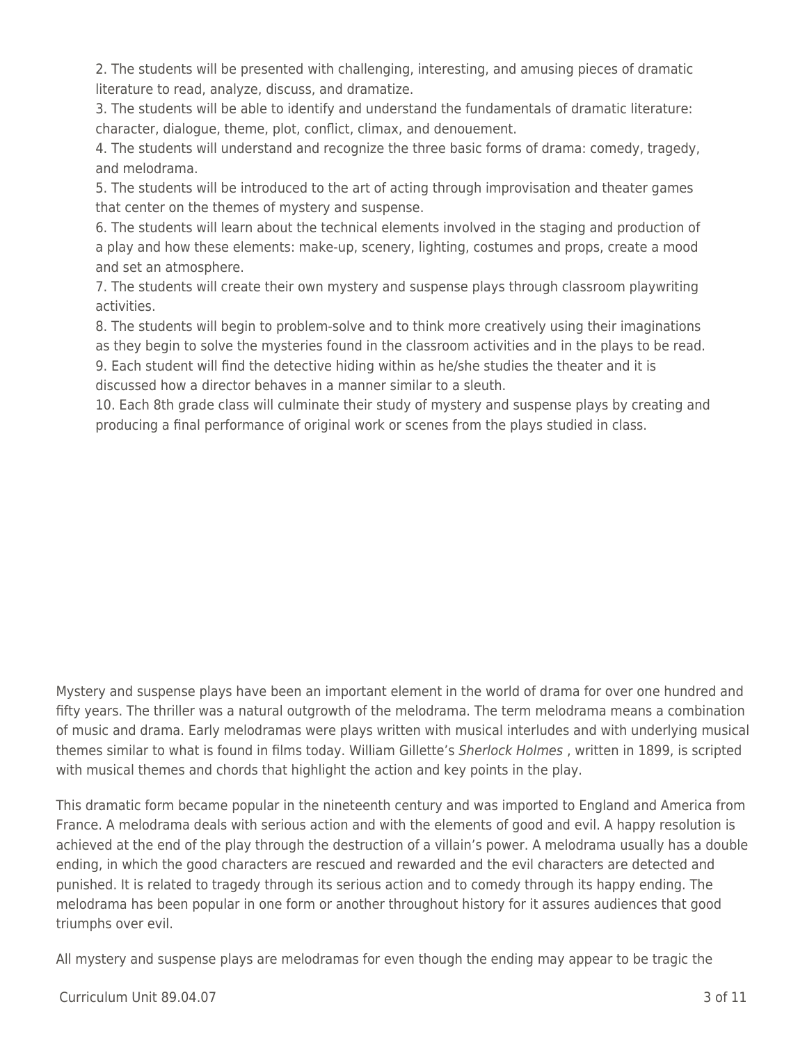2. The students will be presented with challenging, interesting, and amusing pieces of dramatic literature to read, analyze, discuss, and dramatize.
3. The students will be able to identify and understand the fundamentals of dramatic literature: character, dialogue, theme, plot, conflict, climax, and denouement.
4. The students will understand and recognize the three basic forms of drama: comedy, tragedy, and melodrama.
5. The students will be introduced to the art of acting through improvisation and theater games that center on the themes of mystery and suspense.
6. The students will learn about the technical elements involved in the staging and production of a play and how these elements: make-up, scenery, lighting, costumes and props, create a mood and set an atmosphere.
7. The students will create their own mystery and suspense plays through classroom playwriting activities.
8. The students will begin to problem-solve and to think more creatively using their imaginations as they begin to solve the mysteries found in the classroom activities and in the plays to be read.
9. Each student will find the detective hiding within as he/she studies the theater and it is discussed how a director behaves in a manner similar to a sleuth.
10. Each 8th grade class will culminate their study of mystery and suspense plays by creating and producing a final performance of original work or scenes from the plays studied in class.

Mystery and suspense plays have been an important element in the world of drama for over one hundred and fifty years. The thriller was a natural outgrowth of the melodrama. The term melodrama means a combination of music and drama. Early melodramas were plays written with musical interludes and with underlying musical themes similar to what is found in films today. William Gillette's *Sherlock Holmes* , written in 1899, is scripted with musical themes and chords that highlight the action and key points in the play.

This dramatic form became popular in the nineteenth century and was imported to England and America from France. A melodrama deals with serious action and with the elements of good and evil. A happy resolution is achieved at the end of the play through the destruction of a villain's power. A melodrama usually has a double ending, in which the good characters are rescued and rewarded and the evil characters are detected and punished. It is related to tragedy through its serious action and to comedy through its happy ending. The melodrama has been popular in one form or another throughout history for it assures audiences that good triumphs over evil.

All mystery and suspense plays are melodramas for even though the ending may appear to be tragic the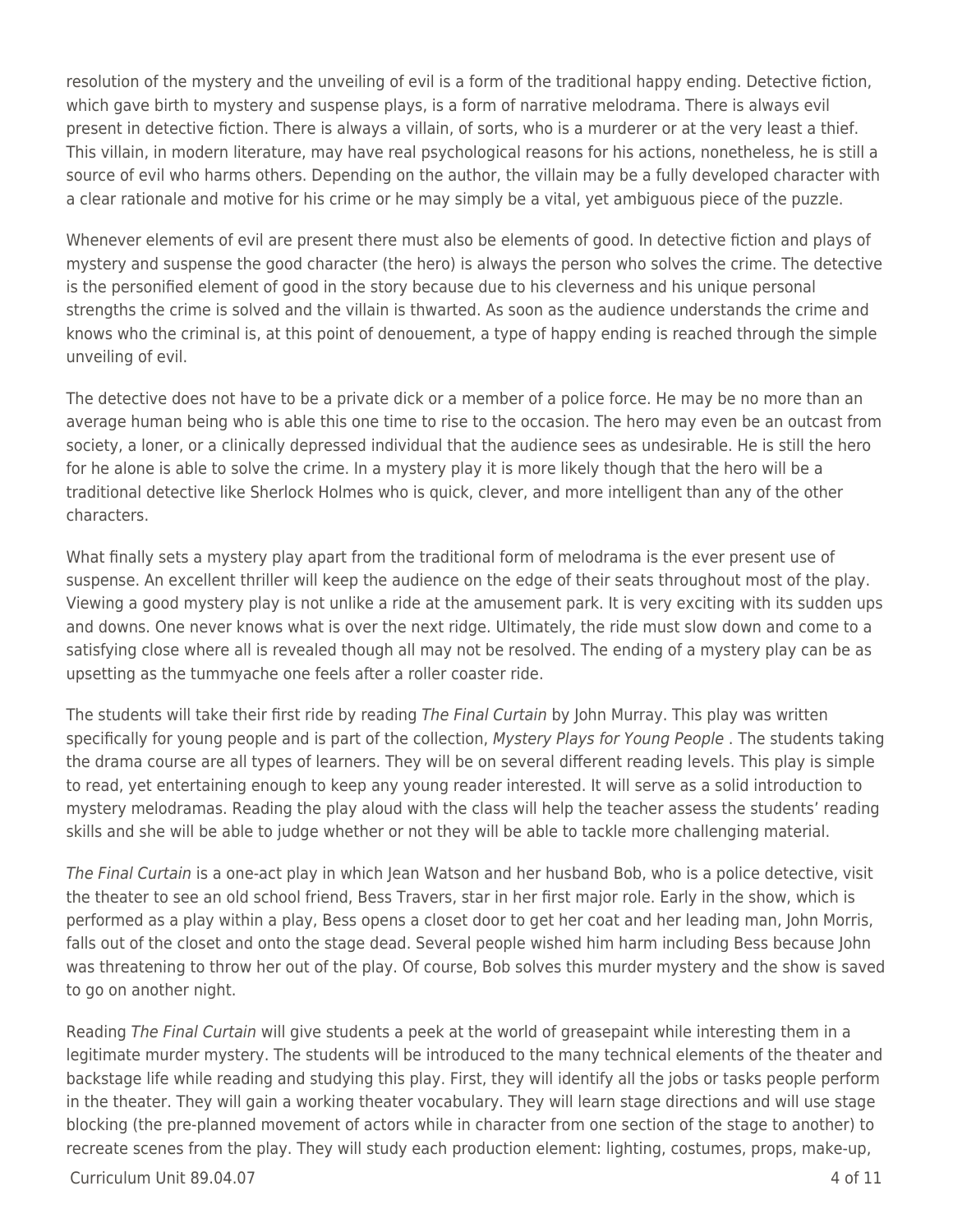resolution of the mystery and the unveiling of evil is a form of the traditional happy ending. Detective fiction, which gave birth to mystery and suspense plays, is a form of narrative melodrama. There is always evil present in detective fiction. There is always a villain, of sorts, who is a murderer or at the very least a thief. This villain, in modern literature, may have real psychological reasons for his actions, nonetheless, he is still a source of evil who harms others. Depending on the author, the villain may be a fully developed character with a clear rationale and motive for his crime or he may simply be a vital, yet ambiguous piece of the puzzle.

Whenever elements of evil are present there must also be elements of good. In detective fiction and plays of mystery and suspense the good character (the hero) is always the person who solves the crime. The detective is the personified element of good in the story because due to his cleverness and his unique personal strengths the crime is solved and the villain is thwarted. As soon as the audience understands the crime and knows who the criminal is, at this point of denouement, a type of happy ending is reached through the simple unveiling of evil.

The detective does not have to be a private dick or a member of a police force. He may be no more than an average human being who is able this one time to rise to the occasion. The hero may even be an outcast from society, a loner, or a clinically depressed individual that the audience sees as undesirable. He is still the hero for he alone is able to solve the crime. In a mystery play it is more likely though that the hero will be a traditional detective like Sherlock Holmes who is quick, clever, and more intelligent than any of the other characters.

What finally sets a mystery play apart from the traditional form of melodrama is the ever present use of suspense. An excellent thriller will keep the audience on the edge of their seats throughout most of the play. Viewing a good mystery play is not unlike a ride at the amusement park. It is very exciting with its sudden ups and downs. One never knows what is over the next ridge. Ultimately, the ride must slow down and come to a satisfying close where all is revealed though all may not be resolved. The ending of a mystery play can be as upsetting as the tummyache one feels after a roller coaster ride.

The students will take their first ride by reading *The Final Curtain* by John Murray. This play was written specifically for young people and is part of the collection, *Mystery Plays for Young People* . The students taking the drama course are all types of learners. They will be on several different reading levels. This play is simple to read, yet entertaining enough to keep any young reader interested. It will serve as a solid introduction to mystery melodramas. Reading the play aloud with the class will help the teacher assess the students' reading skills and she will be able to judge whether or not they will be able to tackle more challenging material.

*The Final Curtain* is a one-act play in which Jean Watson and her husband Bob, who is a police detective, visit the theater to see an old school friend, Bess Travers, star in her first major role. Early in the show, which is performed as a play within a play, Bess opens a closet door to get her coat and her leading man, John Morris, falls out of the closet and onto the stage dead. Several people wished him harm including Bess because John was threatening to throw her out of the play. Of course, Bob solves this murder mystery and the show is saved to go on another night.

Reading *The Final Curtain* will give students a peek at the world of greasepaint while interesting them in a legitimate murder mystery. The students will be introduced to the many technical elements of the theater and backstage life while reading and studying this play. First, they will identify all the jobs or tasks people perform in the theater. They will gain a working theater vocabulary. They will learn stage directions and will use stage blocking (the pre-planned movement of actors while in character from one section of the stage to another) to recreate scenes from the play. They will study each production element: lighting, costumes, props, make-up,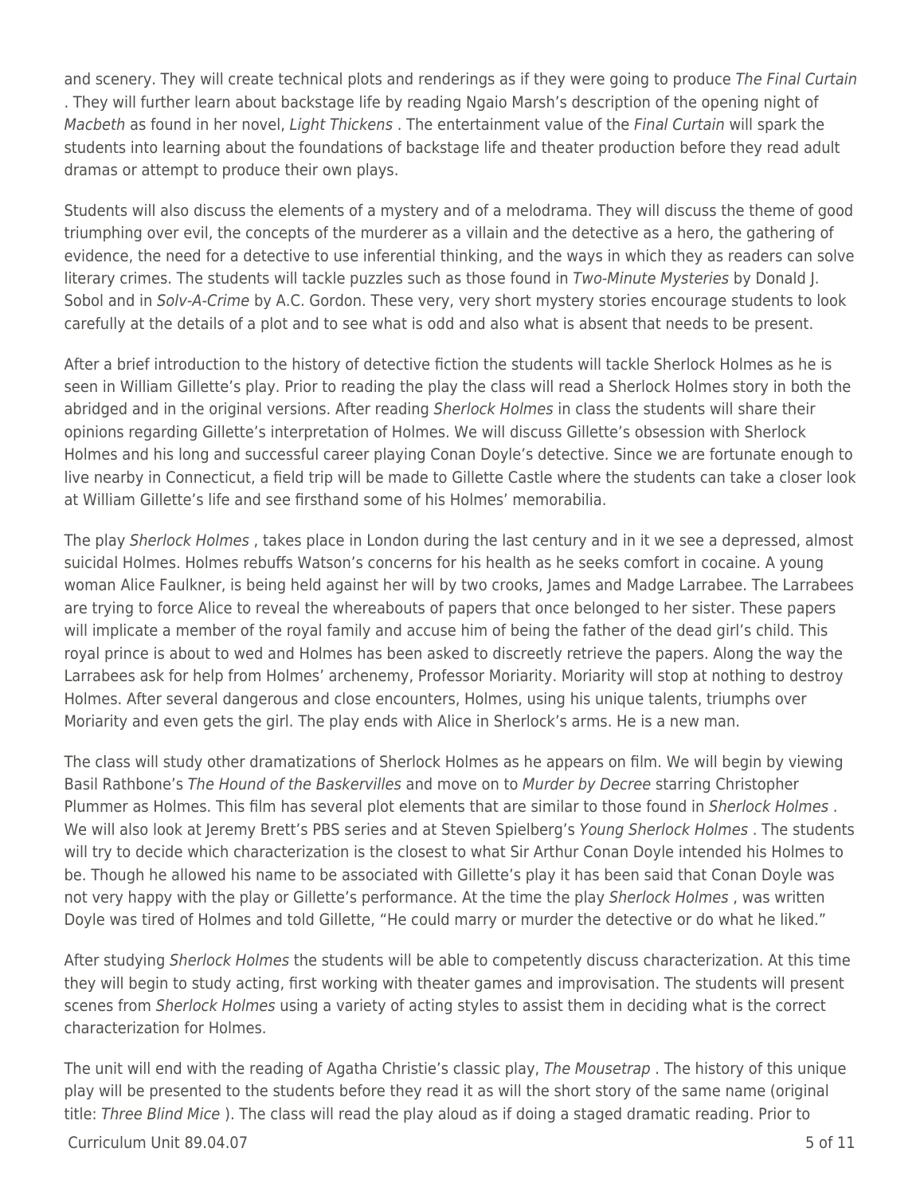and scenery. They will create technical plots and renderings as if they were going to produce *The Final Curtain* . They will further learn about backstage life by reading Ngaio Marsh's description of the opening night of *Macbeth* as found in her novel, *Light Thickens* . The entertainment value of the *Final Curtain* will spark the students into learning about the foundations of backstage life and theater production before they read adult dramas or attempt to produce their own plays.

Students will also discuss the elements of a mystery and of a melodrama. They will discuss the theme of good triumphing over evil, the concepts of the murderer as a villain and the detective as a hero, the gathering of evidence, the need for a detective to use inferential thinking, and the ways in which they as readers can solve literary crimes. The students will tackle puzzles such as those found in *Two-Minute Mysteries* by Donald J. Sobol and in *Solv-A-Crime* by A.C. Gordon. These very, very short mystery stories encourage students to look carefully at the details of a plot and to see what is odd and also what is absent that needs to be present.

After a brief introduction to the history of detective fiction the students will tackle Sherlock Holmes as he is seen in William Gillette's play. Prior to reading the play the class will read a Sherlock Holmes story in both the abridged and in the original versions. After reading *Sherlock Holmes* in class the students will share their opinions regarding Gillette's interpretation of Holmes. We will discuss Gillette's obsession with Sherlock Holmes and his long and successful career playing Conan Doyle's detective. Since we are fortunate enough to live nearby in Connecticut, a field trip will be made to Gillette Castle where the students can take a closer look at William Gillette's life and see firsthand some of his Holmes' memorabilia.

The play *Sherlock Holmes* , takes place in London during the last century and in it we see a depressed, almost suicidal Holmes. Holmes rebuffs Watson's concerns for his health as he seeks comfort in cocaine. A young woman Alice Faulkner, is being held against her will by two crooks, James and Madge Larrabee. The Larrabees are trying to force Alice to reveal the whereabouts of papers that once belonged to her sister. These papers will implicate a member of the royal family and accuse him of being the father of the dead girl's child. This royal prince is about to wed and Holmes has been asked to discreetly retrieve the papers. Along the way the Larrabees ask for help from Holmes' archenemy, Professor Moriarity. Moriarity will stop at nothing to destroy Holmes. After several dangerous and close encounters, Holmes, using his unique talents, triumphs over Moriarity and even gets the girl. The play ends with Alice in Sherlock's arms. He is a new man.

The class will study other dramatizations of Sherlock Holmes as he appears on film. We will begin by viewing Basil Rathbone's *The Hound of the Baskervilles* and move on to *Murder by Decree* starring Christopher Plummer as Holmes. This film has several plot elements that are similar to those found in *Sherlock Holmes* . We will also look at Jeremy Brett's PBS series and at Steven Spielberg's *Young Sherlock Holmes* . The students will try to decide which characterization is the closest to what Sir Arthur Conan Doyle intended his Holmes to be. Though he allowed his name to be associated with Gillette's play it has been said that Conan Doyle was not very happy with the play or Gillette's performance. At the time the play *Sherlock Holmes* , was written Doyle was tired of Holmes and told Gillette, "He could marry or murder the detective or do what he liked."

After studying *Sherlock Holmes* the students will be able to competently discuss characterization. At this time they will begin to study acting, first working with theater games and improvisation. The students will present scenes from *Sherlock Holmes* using a variety of acting styles to assist them in deciding what is the correct characterization for Holmes.

The unit will end with the reading of Agatha Christie's classic play, *The Mousetrap* . The history of this unique play will be presented to the students before they read it as will the short story of the same name (original title: *Three Blind Mice* ). The class will read the play aloud as if doing a staged dramatic reading. Prior to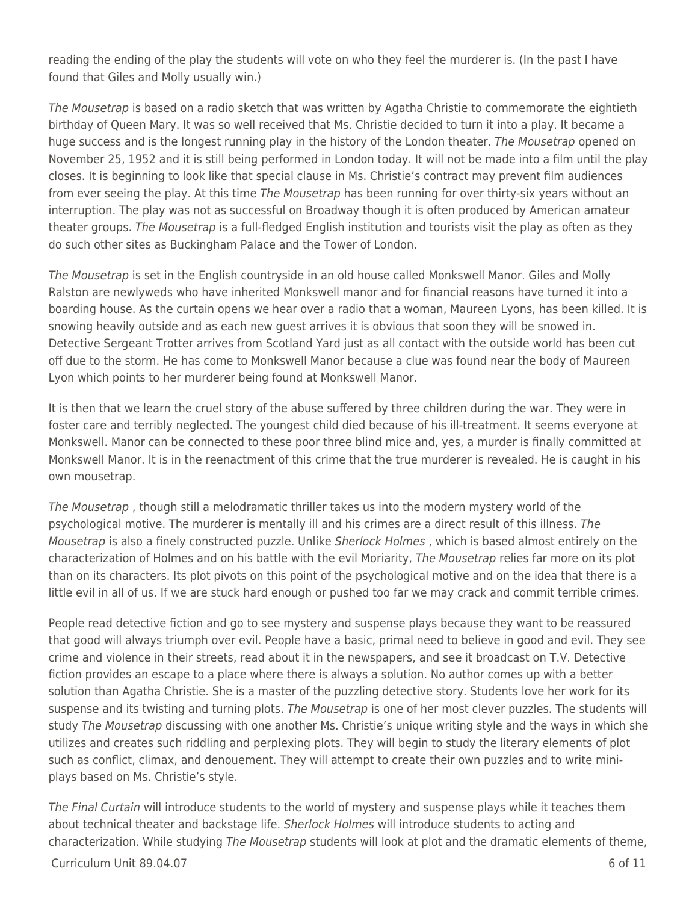reading the ending of the play the students will vote on who they feel the murderer is. (In the past I have found that Giles and Molly usually win.)

*The Mousetrap* is based on a radio sketch that was written by Agatha Christie to commemorate the eightieth birthday of Queen Mary. It was so well received that Ms. Christie decided to turn it into a play. It became a huge success and is the longest running play in the history of the London theater. *The Mousetrap* opened on November 25, 1952 and it is still being performed in London today. It will not be made into a film until the play closes. It is beginning to look like that special clause in Ms. Christie's contract may prevent film audiences from ever seeing the play. At this time *The Mousetrap* has been running for over thirty-six years without an interruption. The play was not as successful on Broadway though it is often produced by American amateur theater groups. *The Mousetrap* is a full-fledged English institution and tourists visit the play as often as they do such other sites as Buckingham Palace and the Tower of London.

*The Mousetrap* is set in the English countryside in an old house called Monkswell Manor. Giles and Molly Ralston are newlyweds who have inherited Monkswell manor and for financial reasons have turned it into a boarding house. As the curtain opens we hear over a radio that a woman, Maureen Lyons, has been killed. It is snowing heavily outside and as each new guest arrives it is obvious that soon they will be snowed in. Detective Sergeant Trotter arrives from Scotland Yard just as all contact with the outside world has been cut off due to the storm. He has come to Monkswell Manor because a clue was found near the body of Maureen Lyon which points to her murderer being found at Monkswell Manor.

It is then that we learn the cruel story of the abuse suffered by three children during the war. They were in foster care and terribly neglected. The youngest child died because of his ill-treatment. It seems everyone at Monkswell. Manor can be connected to these poor three blind mice and, yes, a murder is finally committed at Monkswell Manor. It is in the reenactment of this crime that the true murderer is revealed. He is caught in his own mousetrap.

*The Mousetrap* , though still a melodramatic thriller takes us into the modern mystery world of the psychological motive. The murderer is mentally ill and his crimes are a direct result of this illness. *The Mousetrap* is also a finely constructed puzzle. Unlike *Sherlock Holmes* , which is based almost entirely on the characterization of Holmes and on his battle with the evil Moriarity, *The Mousetrap* relies far more on its plot than on its characters. Its plot pivots on this point of the psychological motive and on the idea that there is a little evil in all of us. If we are stuck hard enough or pushed too far we may crack and commit terrible crimes.

People read detective fiction and go to see mystery and suspense plays because they want to be reassured that good will always triumph over evil. People have a basic, primal need to believe in good and evil. They see crime and violence in their streets, read about it in the newspapers, and see it broadcast on T.V. Detective fiction provides an escape to a place where there is always a solution. No author comes up with a better solution than Agatha Christie. She is a master of the puzzling detective story. Students love her work for its suspense and its twisting and turning plots. *The Mousetrap* is one of her most clever puzzles. The students will study *The Mousetrap* discussing with one another Ms. Christie's unique writing style and the ways in which she utilizes and creates such riddling and perplexing plots. They will begin to study the literary elements of plot such as conflict, climax, and denouement. They will attempt to create their own puzzles and to write mini-plays based on Ms. Christie's style.

*The Final Curtain* will introduce students to the world of mystery and suspense plays while it teaches them about technical theater and backstage life. *Sherlock Holmes* will introduce students to acting and characterization. While studying *The Mousetrap* students will look at plot and the dramatic elements of theme,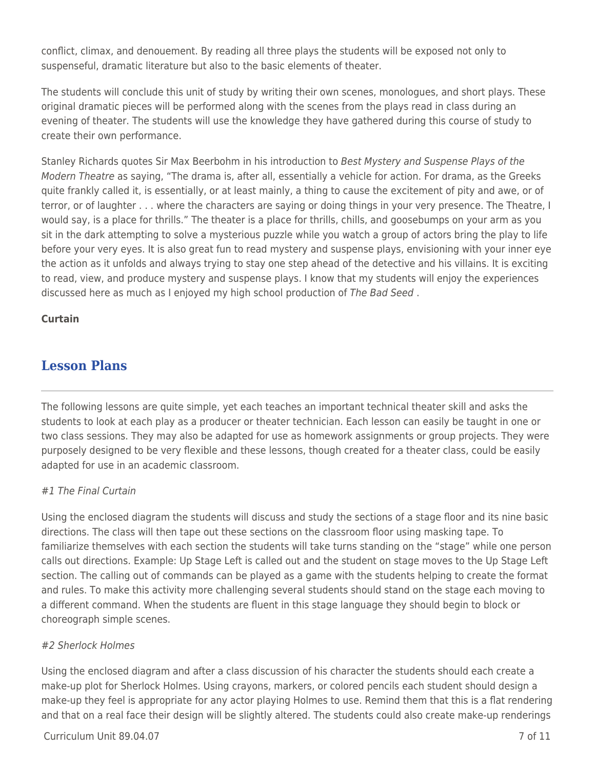conflict, climax, and denouement. By reading all three plays the students will be exposed not only to suspenseful, dramatic literature but also to the basic elements of theater.

The students will conclude this unit of study by writing their own scenes, monologues, and short plays. These original dramatic pieces will be performed along with the scenes from the plays read in class during an evening of theater. The students will use the knowledge they have gathered during this course of study to create their own performance.

Stanley Richards quotes Sir Max Beerbohm in his introduction to *Best Mystery and Suspense Plays of the Modern Theatre* as saying, "The drama is, after all, essentially a vehicle for action. For drama, as the Greeks quite frankly called it, is essentially, or at least mainly, a thing to cause the excitement of pity and awe, or of terror, or of laughter . . . where the characters are saying or doing things in your very presence. The Theatre, I would say, is a place for thrills." The theater is a place for thrills, chills, and goosebumps on your arm as you sit in the dark attempting to solve a mysterious puzzle while you watch a group of actors bring the play to life before your very eyes. It is also great fun to read mystery and suspense plays, envisioning with your inner eye the action as it unfolds and always trying to stay one step ahead of the detective and his villains. It is exciting to read, view, and produce mystery and suspense plays. I know that my students will enjoy the experiences discussed here as much as I enjoyed my high school production of *The Bad Seed* .

**Curtain**

## Lesson Plans

The following lessons are quite simple, yet each teaches an important technical theater skill and asks the students to look at each play as a producer or theater technician. Each lesson can easily be taught in one or two class sessions. They may also be adapted for use as homework assignments or group projects. They were purposely designed to be very flexible and these lessons, though created for a theater class, could be easily adapted for use in an academic classroom.

*#1 The Final Curtain*

Using the enclosed diagram the students will discuss and study the sections of a stage floor and its nine basic directions. The class will then tape out these sections on the classroom floor using masking tape. To familiarize themselves with each section the students will take turns standing on the "stage" while one person calls out directions. Example: Up Stage Left is called out and the student on stage moves to the Up Stage Left section. The calling out of commands can be played as a game with the students helping to create the format and rules. To make this activity more challenging several students should stand on the stage each moving to a different command. When the students are fluent in this stage language they should begin to block or choreograph simple scenes.

*#2 Sherlock Holmes*

Using the enclosed diagram and after a class discussion of his character the students should each create a make-up plot for Sherlock Holmes. Using crayons, markers, or colored pencils each student should design a make-up they feel is appropriate for any actor playing Holmes to use. Remind them that this is a flat rendering and that on a real face their design will be slightly altered. The students could also create make-up renderings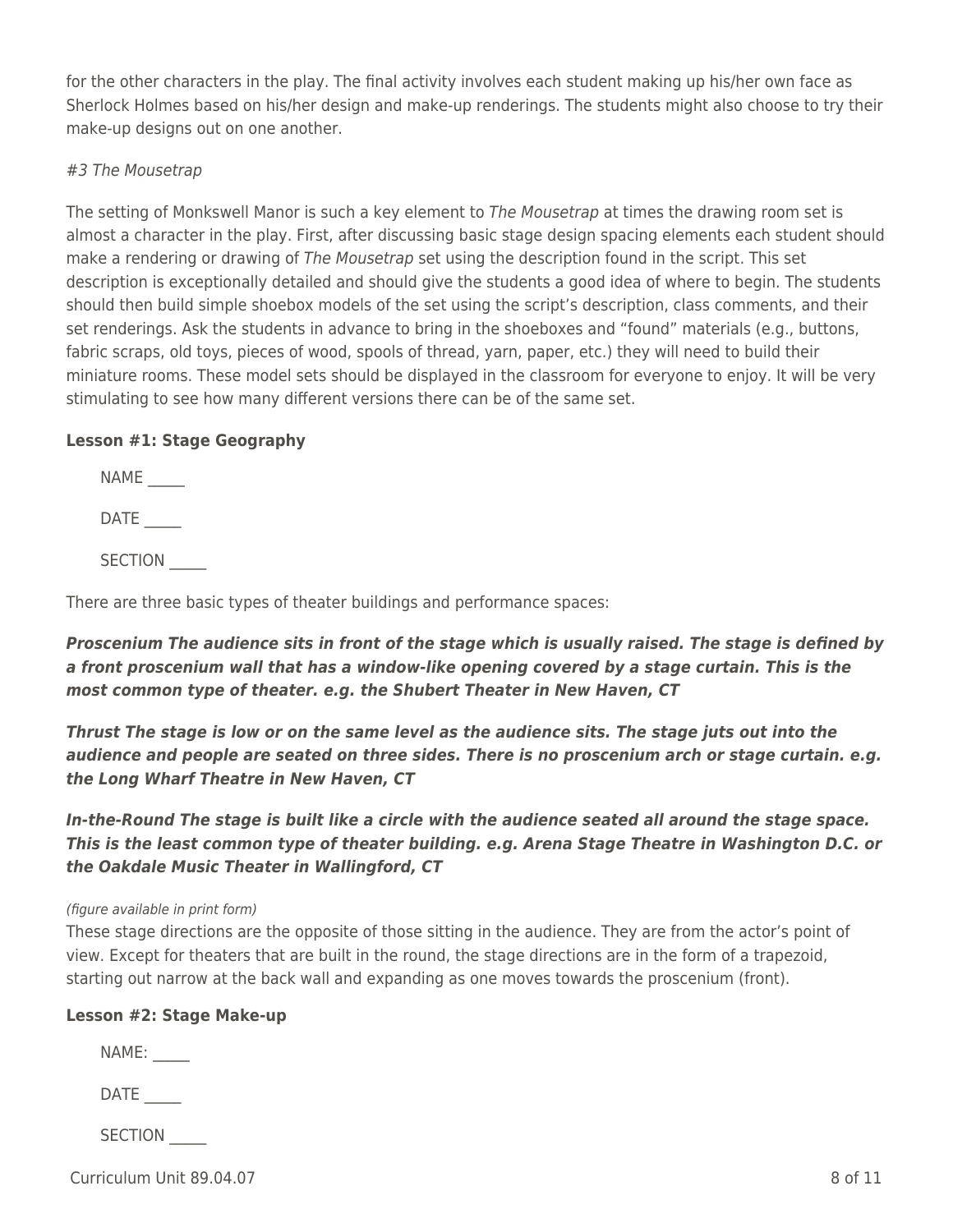for the other characters in the play. The final activity involves each student making up his/her own face as Sherlock Holmes based on his/her design and make-up renderings. The students might also choose to try their make-up designs out on one another.

*#3 The Mousetrap*

The setting of Monkswell Manor is such a key element to *The Mousetrap* at times the drawing room set is almost a character in the play. First, after discussing basic stage design spacing elements each student should make a rendering or drawing of *The Mousetrap* set using the description found in the script. This set description is exceptionally detailed and should give the students a good idea of where to begin. The students should then build simple shoebox models of the set using the script's description, class comments, and their set renderings. Ask the students in advance to bring in the shoeboxes and "found" materials (e.g., buttons, fabric scraps, old toys, pieces of wood, spools of thread, yarn, paper, etc.) they will need to build their miniature rooms. These model sets should be displayed in the classroom for everyone to enjoy. It will be very stimulating to see how many different versions there can be of the same set.

**Lesson #1: Stage Geography**

NAME _____

DATE _____

SECTION _____

There are three basic types of theater buildings and performance spaces:

***Proscenium The audience sits in front of the stage which is usually raised. The stage is defined by a front proscenium wall that has a window-like opening covered by a stage curtain. This is the most common type of theater. e.g. the Shubert Theater in New Haven, CT***

***Thrust The stage is low or on the same level as the audience sits. The stage juts out into the audience and people are seated on three sides. There is no proscenium arch or stage curtain. e.g. the Long Wharf Theatre in New Haven, CT***

***In-the-Round The stage is built like a circle with the audience seated all around the stage space. This is the least common type of theater building. e.g. Arena Stage Theatre in Washington D.C. or the Oakdale Music Theater in Wallingford, CT***

*(figure available in print form)*

These stage directions are the opposite of those sitting in the audience. They are from the actor's point of view. Except for theaters that are built in the round, the stage directions are in the form of a trapezoid, starting out narrow at the back wall and expanding as one moves towards the proscenium (front).

**Lesson #2: Stage Make-up**

NAME: _____

DATE _____

SECTION _____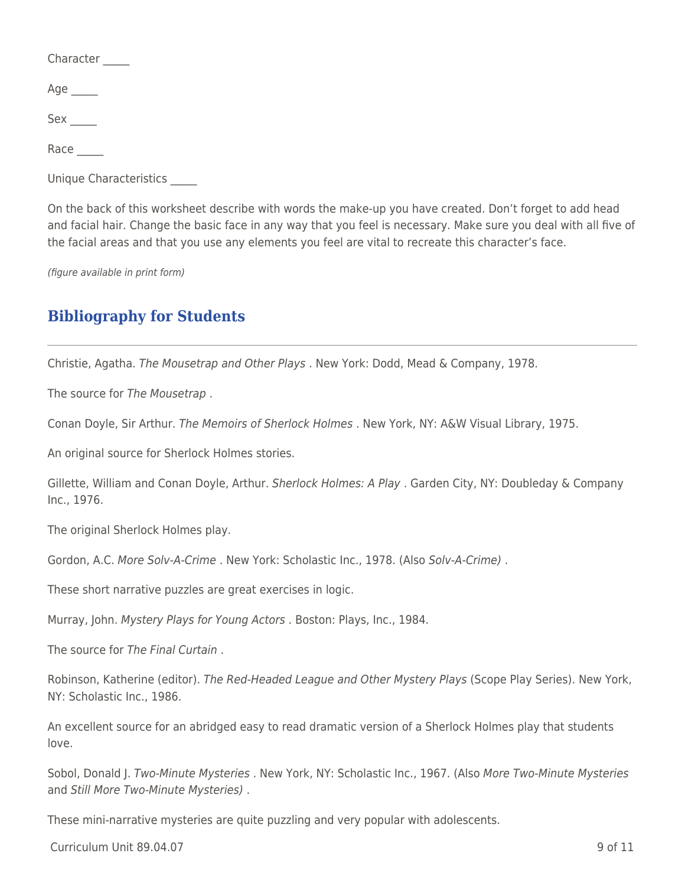Character _____

Age _____

Sex _____

Race _____

Unique Characteristics _____

On the back of this worksheet describe with words the make-up you have created. Don't forget to add head and facial hair. Change the basic face in any way that you feel is necessary. Make sure you deal with all five of the facial areas and that you use any elements you feel are vital to recreate this character's face.

*(figure available in print form)*

## Bibliography for Students

Christie, Agatha. *The Mousetrap and Other Plays* . New York: Dodd, Mead & Company, 1978.

The source for *The Mousetrap* .

Conan Doyle, Sir Arthur. *The Memoirs of Sherlock Holmes* . New York, NY: A&W Visual Library, 1975.

An original source for Sherlock Holmes stories.

Gillette, William and Conan Doyle, Arthur. *Sherlock Holmes: A Play* . Garden City, NY: Doubleday & Company Inc., 1976.

The original Sherlock Holmes play.

Gordon, A.C. *More Solv-A-Crime* . New York: Scholastic Inc., 1978. (Also *Solv-A-Crime)* .

These short narrative puzzles are great exercises in logic.

Murray, John. *Mystery Plays for Young Actors* . Boston: Plays, Inc., 1984.

The source for *The Final Curtain* .

Robinson, Katherine (editor). *The Red-Headed League and Other Mystery Plays* (Scope Play Series). New York, NY: Scholastic Inc., 1986.

An excellent source for an abridged easy to read dramatic version of a Sherlock Holmes play that students love.

Sobol, Donald J. *Two-Minute Mysteries* . New York, NY: Scholastic Inc., 1967. (Also *More Two-Minute Mysteries* and *Still More Two-Minute Mysteries)* .

These mini-narrative mysteries are quite puzzling and very popular with adolescents.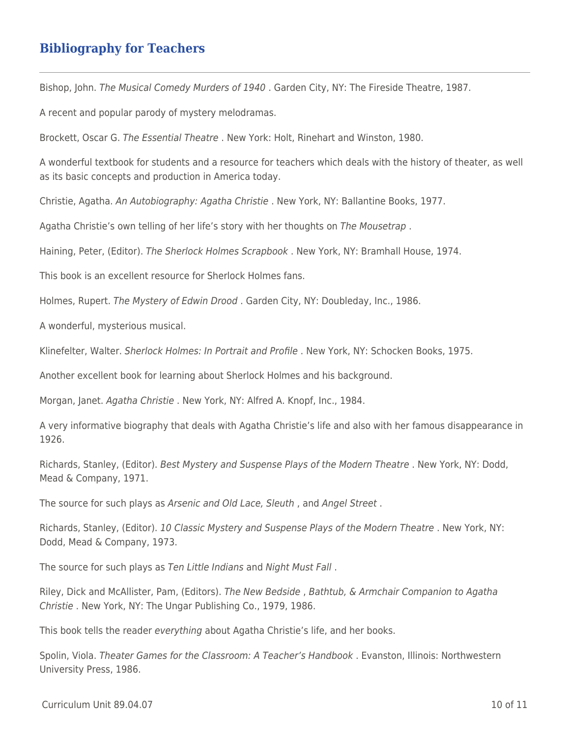## Bibliography for Teachers

Bishop, John. *The Musical Comedy Murders of 1940* . Garden City, NY: The Fireside Theatre, 1987.

A recent and popular parody of mystery melodramas.

Brockett, Oscar G. *The Essential Theatre* . New York: Holt, Rinehart and Winston, 1980.

A wonderful textbook for students and a resource for teachers which deals with the history of theater, as well as its basic concepts and production in America today.

Christie, Agatha. *An Autobiography: Agatha Christie* . New York, NY: Ballantine Books, 1977.

Agatha Christie's own telling of her life's story with her thoughts on *The Mousetrap* .

Haining, Peter, (Editor). *The Sherlock Holmes Scrapbook* . New York, NY: Bramhall House, 1974.

This book is an excellent resource for Sherlock Holmes fans.

Holmes, Rupert. *The Mystery of Edwin Drood* . Garden City, NY: Doubleday, Inc., 1986.

A wonderful, mysterious musical.

Klinefelter, Walter. *Sherlock Holmes: In Portrait and Profile* . New York, NY: Schocken Books, 1975.

Another excellent book for learning about Sherlock Holmes and his background.

Morgan, Janet. *Agatha Christie* . New York, NY: Alfred A. Knopf, Inc., 1984.

A very informative biography that deals with Agatha Christie's life and also with her famous disappearance in 1926.

Richards, Stanley, (Editor). *Best Mystery and Suspense Plays of the Modern Theatre* . New York, NY: Dodd, Mead & Company, 1971.

The source for such plays as *Arsenic and Old Lace, Sleuth* , and *Angel Street* .

Richards, Stanley, (Editor). *10 Classic Mystery and Suspense Plays of the Modern Theatre* . New York, NY: Dodd, Mead & Company, 1973.

The source for such plays as *Ten Little Indians* and *Night Must Fall* .

Riley, Dick and McAllister, Pam, (Editors). *The New Bedside , Bathtub, & Armchair Companion to Agatha Christie* . New York, NY: The Ungar Publishing Co., 1979, 1986.

This book tells the reader *everything* about Agatha Christie's life, and her books.

Spolin, Viola. *Theater Games for the Classroom: A Teacher's Handbook* . Evanston, Illinois: Northwestern University Press, 1986.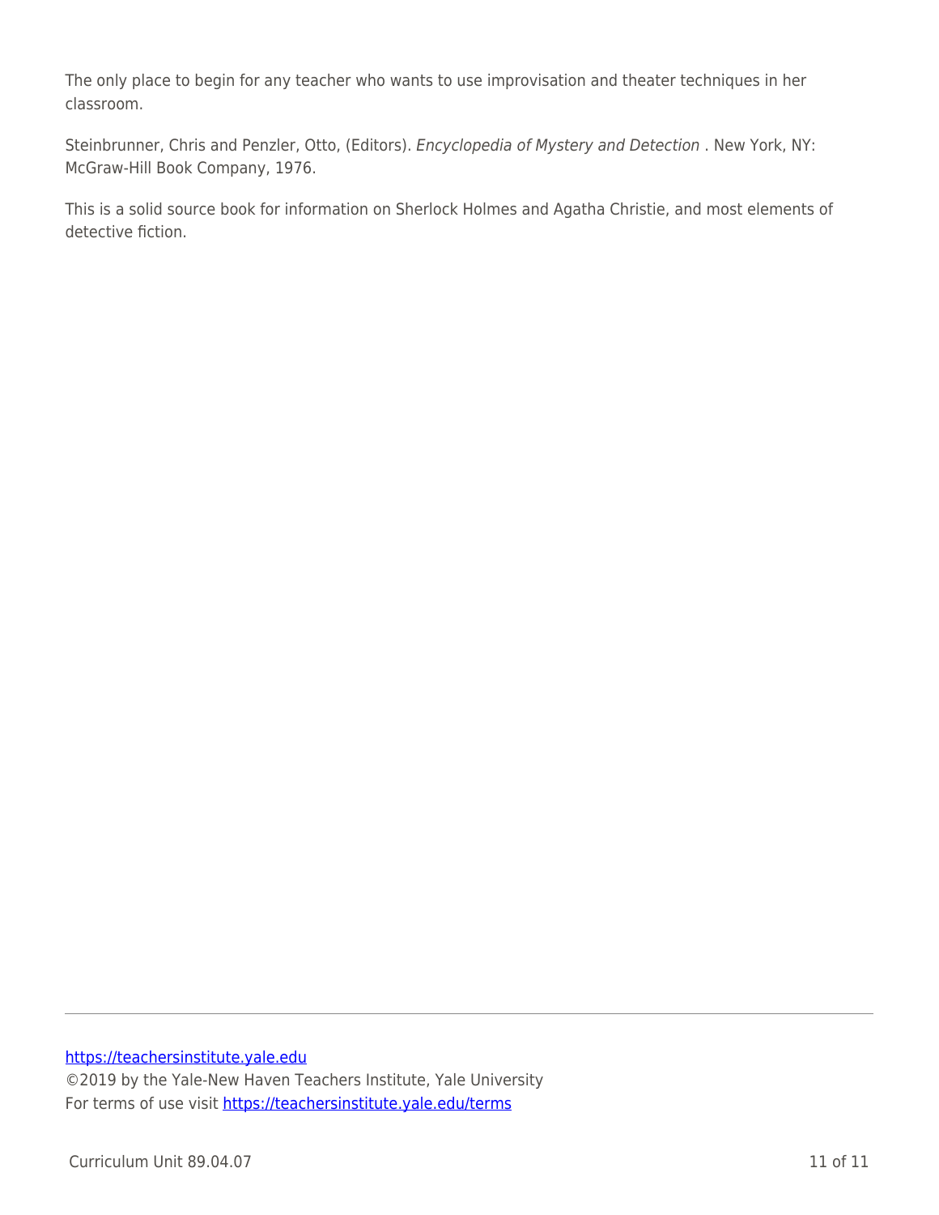The only place to begin for any teacher who wants to use improvisation and theater techniques in her classroom.

Steinbrunner, Chris and Penzler, Otto, (Editors). *Encyclopedia of Mystery and Detection* . New York, NY: McGraw-Hill Book Company, 1976.

This is a solid source book for information on Sherlock Holmes and Agatha Christie, and most elements of detective fiction.